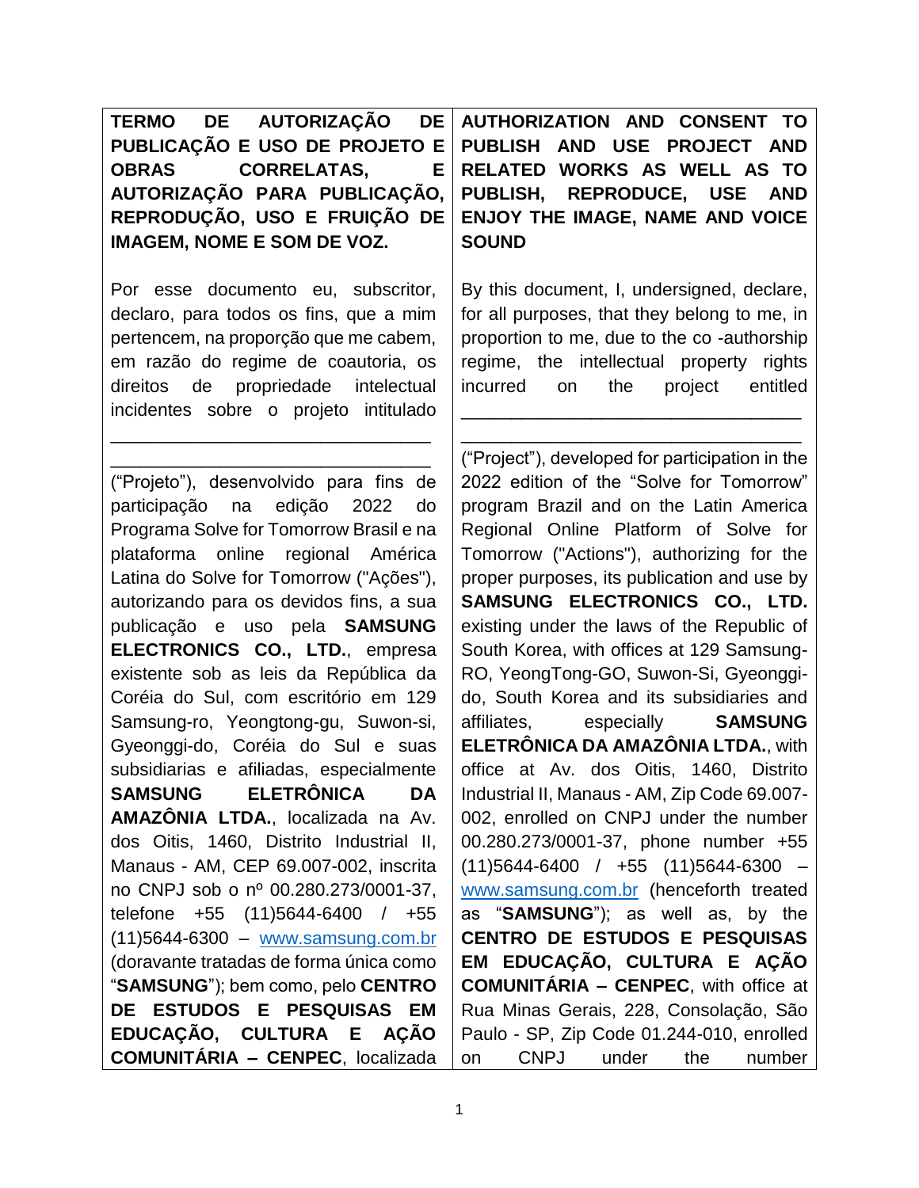**TERMO DE AUTORIZAÇÃO DE PUBLICAÇÃO E USO DE PROJETO E OBRAS CORRELATAS, E AUTORIZAÇÃO PARA PUBLICAÇÃO, REPRODUÇÃO, USO E FRUIÇÃO DE IMAGEM, NOME E SOM DE VOZ.**

Por esse documento eu, subscritor, declaro, para todos os fins, que a mim pertencem, na proporção que me cabem, em razão do regime de coautoria, os direitos de propriedade intelectual incidentes sobre o projeto intitulado ________________________________ ________________________________ ("Projeto"), desenvolvido para fins de participação na edição 2022 do Programa Solve for Tomorrow Brasil e na plataforma online regional América Latina do Solve for Tomorrow ("Ações"), autorizando para os devidos fins, a sua publicação e uso pela **SAMSUNG ELECTRONICS CO., LTD.**, empresa existente sob as leis da República da Coréia do Sul, com escritório em 129 Samsung-ro, Yeongtong-gu, Suwon-si, Gyeonggi-do, Coréia do Sul e suas subsidiarias e afiliadas, especialmente **SAMSUNG ELETRÔNICA DA AMAZÔNIA LTDA.**, localizada na Av. dos Oitis, 1460, Distrito Industrial II, Manaus - AM, CEP 69.007-002, inscrita no CNPJ sob o nº 00.280.273/0001-37, telefone +55 (11)5644-6400 / +55 (11)5644-6300 – www.samsung.com.br (doravante tratadas de forma única como "**SAMSUNG**"); bem como, pelo **CENTRO DE ESTUDOS E PESQUISAS EM EDUCAÇÃO, CULTURA E AÇÃO COMUNITÁRIA – CENPEC**, localizada

**AUTHORIZATION AND CONSENT TO PUBLISH AND USE PROJECT AND RELATED WORKS AS WELL AS TO PUBLISH, REPRODUCE, USE AND ENJOY THE IMAGE, NAME AND VOICE SOUND**

By this document, I, undersigned, declare, for all purposes, that they belong to me, in proportion to me, due to the co -authorship regime, the intellectual property rights incurred on the project entitled ________________________________ ________________________________ ("Project"), developed for participation in the 2022 edition of the "Solve for Tomorrow" program Brazil and on the Latin America Regional Online Platform of Solve for Tomorrow ("Actions"), authorizing for the proper purposes, its publication and use by **SAMSUNG ELECTRONICS CO., LTD.** existing under the laws of the Republic of South Korea, with offices at 129 Samsung-RO, YeongTong-GO, Suwon-Si, Gyeonggi-do, South Korea and its subsidiaries and affiliates, especially **SAMSUNG ELETRÔNICA DA AMAZÔNIA LTDA.**, with office at Av. dos Oitis, 1460, Distrito Industrial II, Manaus - AM, Zip Code 69.007-002, enrolled on CNPJ under the number 00.280.273/0001-37, phone number +55 (11)5644-6400 / +55 (11)5644-6300 – www.samsung.com.br (henceforth treated as "**SAMSUNG**"); as well as, by the **CENTRO DE ESTUDOS E PESQUISAS EM EDUCAÇÃO, CULTURA E AÇÃO COMUNITÁRIA – CENPEC**, with office at Rua Minas Gerais, 228, Consolação, São Paulo - SP, Zip Code 01.244-010, enrolled on CNPJ under the number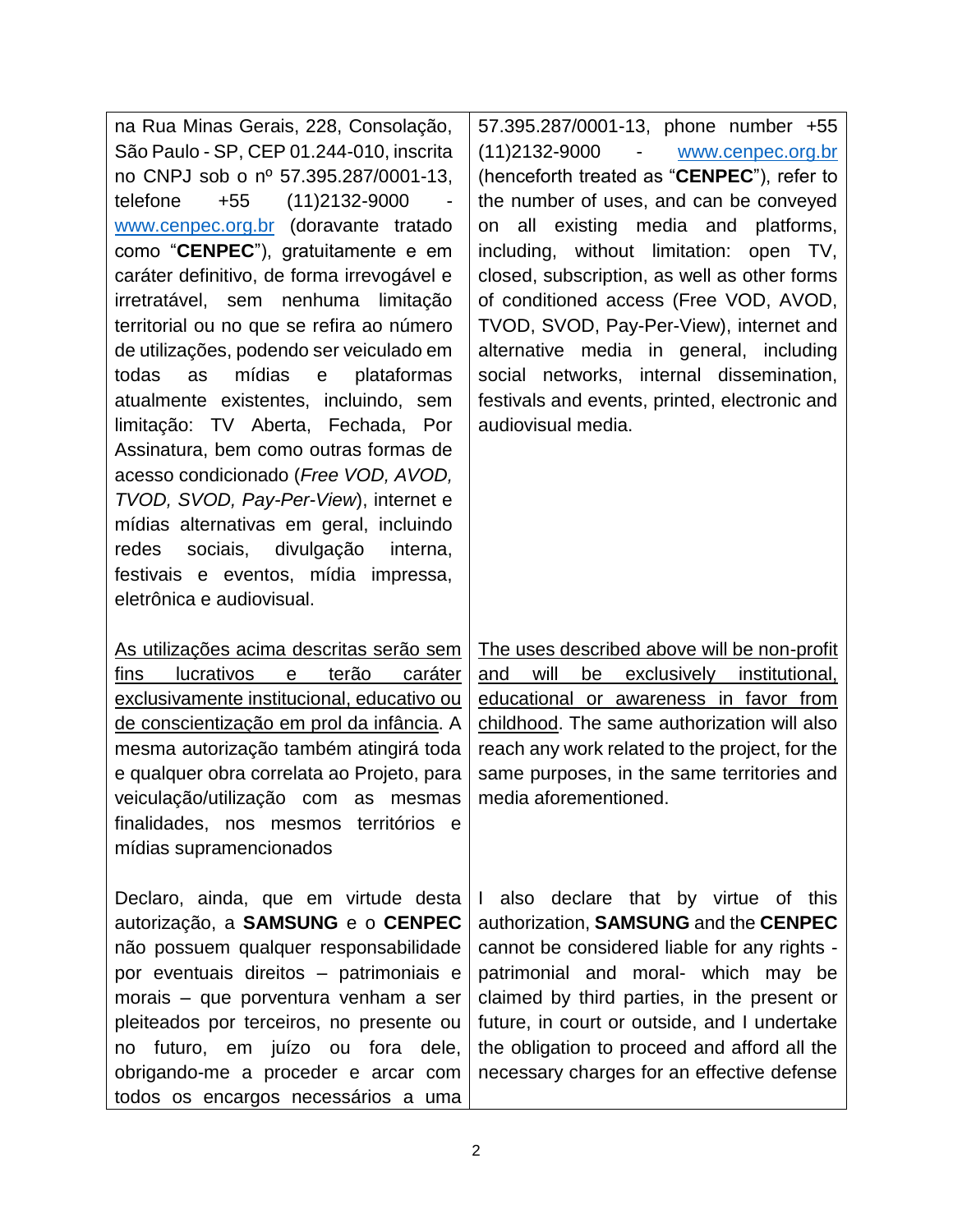| | |
|---|---|
| na Rua Minas Gerais, 228, Consolação, São Paulo - SP, CEP 01.244-010, inscrita no CNPJ sob o nº 57.395.287/0001-13, telefone +55 (11)2132-9000 - www.cenpec.org.br (doravante tratado como "**CENPEC**"), gratuitamente e em caráter definitivo, de forma irrevogável e irretratável, sem nenhuma limitação territorial ou no que se refira ao número de utilizações, podendo ser veiculado em todas as mídias e plataformas atualmente existentes, incluindo, sem limitação: TV Aberta, Fechada, Por Assinatura, bem como outras formas de acesso condicionado (*Free VOD, AVOD, TVOD, SVOD, Pay-Per-View*), internet e mídias alternativas em geral, incluindo redes sociais, divulgação interna, festivais e eventos, mídia impressa, eletrônica e audiovisual. | 57.395.287/0001-13, phone number +55 (11)2132-9000 - www.cenpec.org.br (henceforth treated as "**CENPEC**"), refer to the number of uses, and can be conveyed on all existing media and platforms, including, without limitation: open TV, closed, subscription, as well as other forms of conditioned access (Free VOD, AVOD, TVOD, SVOD, Pay-Per-View), internet and alternative media in general, including social networks, internal dissemination, festivals and events, printed, electronic and audiovisual media. |
| <u>As utilizações acima descritas serão sem fins lucrativos e terão caráter exclusivamente institucional, educativo ou de conscientização em prol da infância</u>. A mesma autorização também atingirá toda e qualquer obra correlata ao Projeto, para veiculação/utilização com as mesmas finalidades, nos mesmos territórios e mídias supramencionados | <u>The uses described above will be non-profit and will be exclusively institutional, educational or awareness in favor from childhood</u>. The same authorization will also reach any work related to the project, for the same purposes, in the same territories and media aforementioned. |
| Declaro, ainda, que em virtude desta autorização, a **SAMSUNG** e o **CENPEC** não possuem qualquer responsabilidade por eventuais direitos – patrimoniais e morais – que porventura venham a ser pleiteados por terceiros, no presente ou no futuro, em juízo ou fora dele, obrigando-me a proceder e arcar com todos os encargos necessários a uma | I also declare that by virtue of this authorization, **SAMSUNG** and the **CENPEC** cannot be considered liable for any rights - patrimonial and moral- which may be claimed by third parties, in the present or future, in court or outside, and I undertake the obligation to proceed and afford all the necessary charges for an effective defense |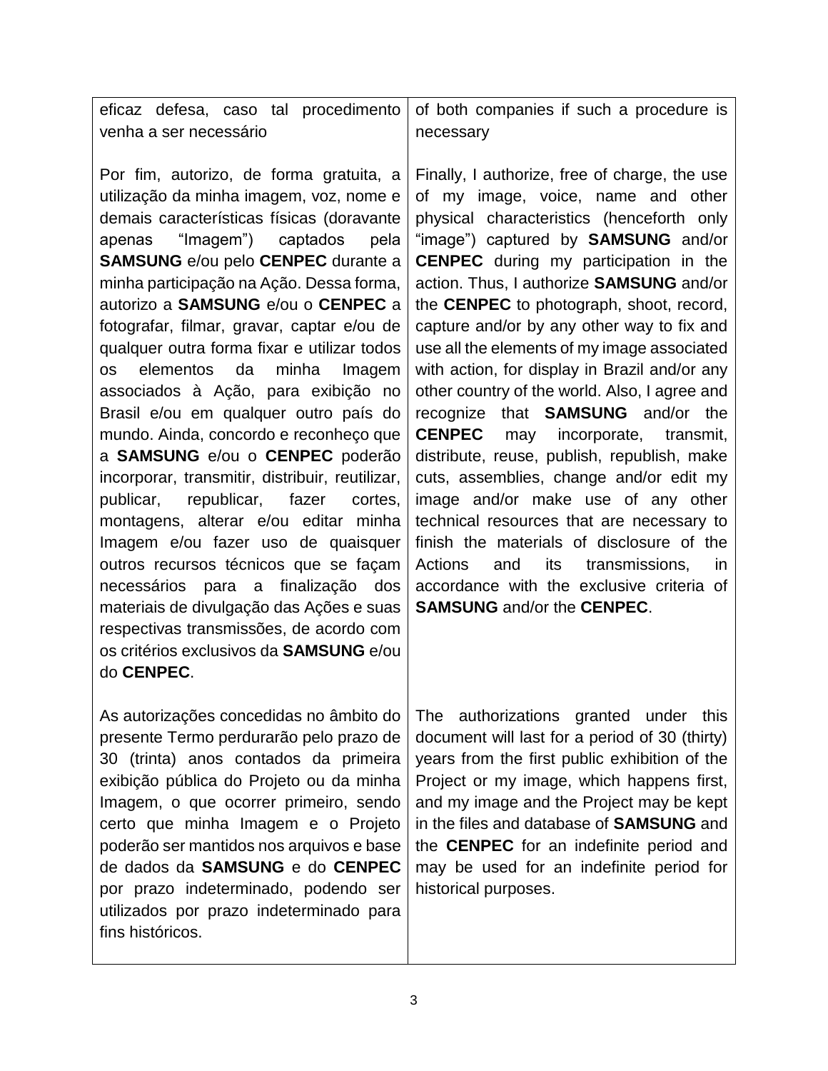| | |
|---|---|
| eficaz defesa, caso tal procedimento venha a ser necessário | of both companies if such a procedure is necessary |
| Por fim, autorizo, de forma gratuita, a utilização da minha imagem, voz, nome e demais características físicas (doravante apenas “Imagem”) captados pela **SAMSUNG** e/ou pelo **CENPEC** durante a minha participação na Ação. Dessa forma, autorizo a **SAMSUNG** e/ou o **CENPEC** a fotografar, filmar, gravar, captar e/ou de qualquer outra forma fixar e utilizar todos os elementos da minha Imagem associados à Ação, para exibição no Brasil e/ou em qualquer outro país do mundo. Ainda, concordo e reconheço que a **SAMSUNG** e/ou o **CENPEC** poderão incorporar, transmitir, distribuir, reutilizar, publicar, republicar, fazer cortes, montagens, alterar e/ou editar minha Imagem e/ou fazer uso de quaisquer outros recursos técnicos que se façam necessários para a finalização dos materiais de divulgação das Ações e suas respectivas transmissões, de acordo com os critérios exclusivos da **SAMSUNG** e/ou do **CENPEC**. | Finally, I authorize, free of charge, the use of my image, voice, name and other physical characteristics (henceforth only “image”) captured by **SAMSUNG** and/or **CENPEC** during my participation in the action. Thus, I authorize **SAMSUNG** and/or the **CENPEC** to photograph, shoot, record, capture and/or by any other way to fix and use all the elements of my image associated with action, for display in Brazil and/or any other country of the world. Also, I agree and recognize that **SAMSUNG** and/or the **CENPEC** may incorporate, transmit, distribute, reuse, publish, republish, make cuts, assemblies, change and/or edit my image and/or make use of any other technical resources that are necessary to finish the materials of disclosure of the Actions and its transmissions, in accordance with the exclusive criteria of **SAMSUNG** and/or the **CENPEC**. |
| As autorizações concedidas no âmbito do presente Termo perdurarão pelo prazo de 30 (trinta) anos contados da primeira exibição pública do Projeto ou da minha Imagem, o que ocorrer primeiro, sendo certo que minha Imagem e o Projeto poderão ser mantidos nos arquivos e base de dados da **SAMSUNG** e do **CENPEC** por prazo indeterminado, podendo ser utilizados por prazo indeterminado para fins históricos. | The authorizations granted under this document will last for a period of 30 (thirty) years from the first public exhibition of the Project or my image, which happens first, and my image and the Project may be kept in the files and database of **SAMSUNG** and the **CENPEC** for an indefinite period and may be used for an indefinite period for historical purposes. |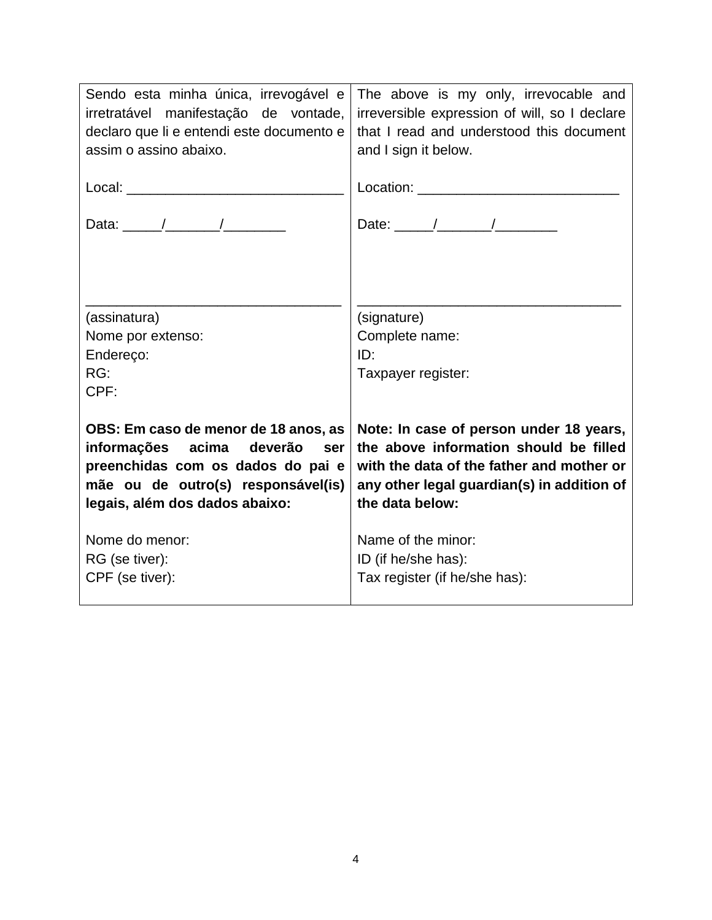| | |
|---|---|
| Sendo esta minha única, irrevogável e irretratável manifestação de vontade, declaro que li e entendi este documento e assim o assino abaixo.<br><br>Local: ____________________________<br><br>Data: _____/_______/________<br><br><br><br>_________________________________<br>(assinatura)<br>Nome por extenso:<br>Endereço:<br>RG:<br>CPF:<br><br>**OBS: Em caso de menor de 18 anos, as informações acima deverão ser preenchidas com os dados do pai e mãe ou de outro(s) responsável(is) legais, além dos dados abaixo:**<br><br>Nome do menor:<br>RG (se tiver):<br>CPF (se tiver): | The above is my only, irrevocable and irreversible expression of will, so I declare that I read and understood this document and I sign it below.<br><br>Location: __________________________<br><br>Date: _____/_______/________<br><br><br><br>__________________________________<br>(signature)<br>Complete name:<br>ID:<br>Taxpayer register:<br><br><br>**Note: In case of person under 18 years, the above information should be filled with the data of the father and mother or any other legal guardian(s) in addition of the data below:**<br><br>Name of the minor:<br>ID (if he/she has):<br>Tax register (if he/she has): |